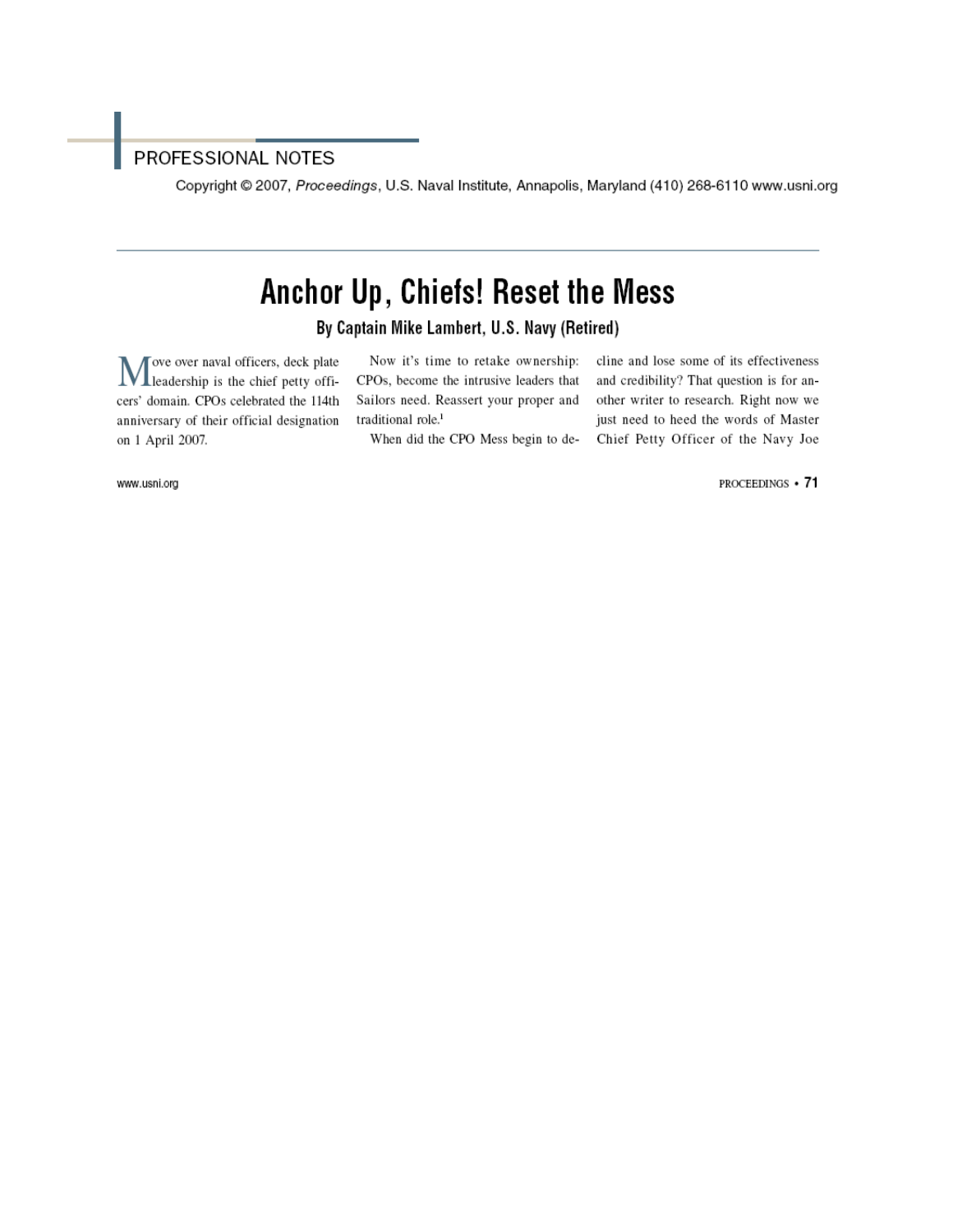PROFESSIONAL NOTES

Copyright © 2007, *Proceedings*, U.S. Naval Institute, Annapolis, Maryland (410) 268-6110 www.usni.org

# Anchor Up, Chiefs! Reset the Mess

**By Captain Mike Lambert, U.S. Navy (Retired)**

Move over naval officers, deck plate leadership is the chief petty officers' domain. CPOs celebrated the 114th anniversary of their official designation on 1 April 2007.

Now it's time to retake ownership: CPOs, become the intrusive leaders that Sailors need. Reassert your proper and traditional role.[1]

When did the CPO Mess begin to decline and lose some of its effectiveness and credibility? That question is for another writer to research. Right now we just need to heed the words of Master Chief Petty Officer of the Navy Joe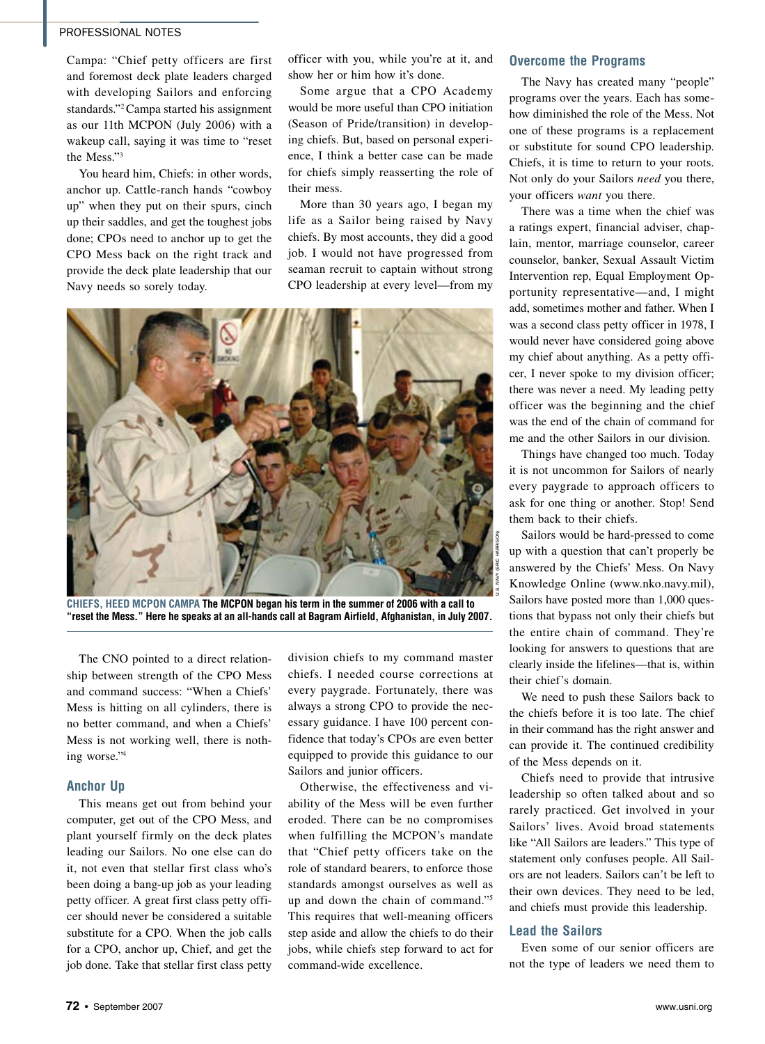Campa: "Chief petty officers are first and foremost deck plate leaders charged with developing Sailors and enforcing standards."[2] Campa started his assignment as our 11th MCPON (July 2006) with a wakeup call, saying it was time to "reset the Mess."[3]

You heard him, Chiefs: in other words, anchor up. Cattle-ranch hands "cowboy up" when they put on their spurs, cinch up their saddles, and get the toughest jobs done; CPOs need to anchor up to get the CPO Mess back on the right track and provide the deck plate leadership that our Navy needs so sorely today.

officer with you, while you're at it, and show her or him how it's done.

Some argue that a CPO Academy would be more useful than CPO initiation (Season of Pride/transition) in developing chiefs. But, based on personal experience, I think a better case can be made for chiefs simply reasserting the role of their mess.

More than 30 years ago, I began my life as a Sailor being raised by Navy chiefs. By most accounts, they did a good job. I would not have progressed from seaman recruit to captain without strong CPO leadership at every level—from my

U.S. NAVY (ERIC HARRISON)

**CHIEFS, HEED MCPON CAMPA The MCPON began his term in the summer of 2006 with a call to "reset the Mess." Here he speaks at an all-hands call at Bagram Airfield, Afghanistan, in July 2007.**

The CNO pointed to a direct relationship between strength of the CPO Mess and command success: "When a Chiefs' Mess is hitting on all cylinders, there is no better command, and when a Chiefs' Mess is not working well, there is nothing worse."[4]

## Anchor Up

This means get out from behind your computer, get out of the CPO Mess, and plant yourself firmly on the deck plates leading our Sailors. No one else can do it, not even that stellar first class who's been doing a bang-up job as your leading petty officer. A great first class petty officer should never be considered a suitable substitute for a CPO. When the job calls for a CPO, anchor up, Chief, and get the job done. Take that stellar first class petty

division chiefs to my command master chiefs. I needed course corrections at every paygrade. Fortunately, there was always a strong CPO to provide the necessary guidance. I have 100 percent confidence that today's CPOs are even better equipped to provide this guidance to our Sailors and junior officers.

Otherwise, the effectiveness and viability of the Mess will be even further eroded. There can be no compromises when fulfilling the MCPON's mandate that "Chief petty officers take on the role of standard bearers, to enforce those standards amongst ourselves as well as up and down the chain of command."[5] This requires that well-meaning officers step aside and allow the chiefs to do their jobs, while chiefs step forward to act for command-wide excellence.

## Overcome the Programs

The Navy has created many "people" programs over the years. Each has somehow diminished the role of the Mess. Not one of these programs is a replacement or substitute for sound CPO leadership. Chiefs, it is time to return to your roots. Not only do your Sailors *need* you there, your officers *want* you there.

There was a time when the chief was a ratings expert, financial adviser, chaplain, mentor, marriage counselor, career counselor, banker, Sexual Assault Victim Intervention rep, Equal Employment Opportunity representative—and, I might add, sometimes mother and father. When I was a second class petty officer in 1978, I would never have considered going above my chief about anything. As a petty officer, I never spoke to my division officer; there was never a need. My leading petty officer was the beginning and the chief was the end of the chain of command for me and the other Sailors in our division.

Things have changed too much. Today it is not uncommon for Sailors of nearly every paygrade to approach officers to ask for one thing or another. Stop! Send them back to their chiefs.

Sailors would be hard-pressed to come up with a question that can't properly be answered by the Chiefs' Mess. On Navy Knowledge Online (www.nko.navy.mil), Sailors have posted more than 1,000 questions that bypass not only their chiefs but the entire chain of command. They're looking for answers to questions that are clearly inside the lifelines—that is, within their chief's domain.

We need to push these Sailors back to the chiefs before it is too late. The chief in their command has the right answer and can provide it. The continued credibility of the Mess depends on it.

Chiefs need to provide that intrusive leadership so often talked about and so rarely practiced. Get involved in your Sailors' lives. Avoid broad statements like "All Sailors are leaders." This type of statement only confuses people. All Sailors are not leaders. Sailors can't be left to their own devices. They need to be led, and chiefs must provide this leadership.

## Lead the Sailors

Even some of our senior officers are not the type of leaders we need them to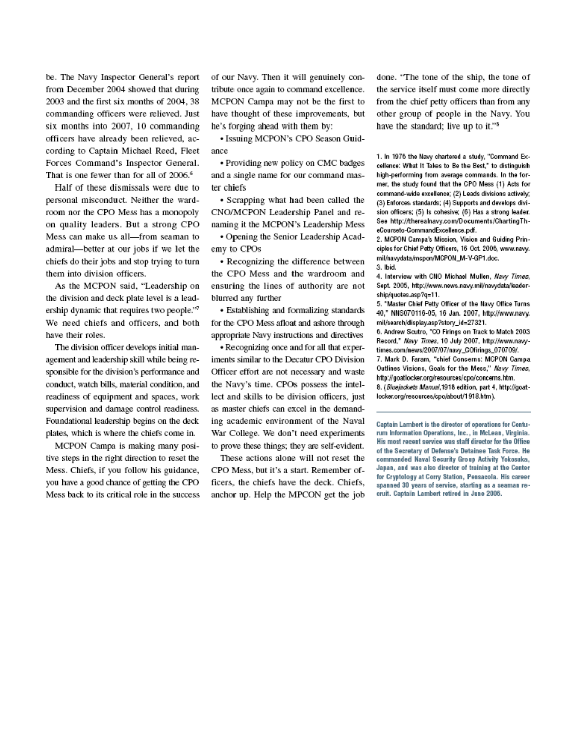be. The Navy Inspector General's report from December 2004 showed that during 2003 and the first six months of 2004, 38 commanding officers were relieved. Just six months into 2007, 10 commanding officers have already been relieved, according to Captain Michael Reed, Fleet Forces Command's Inspector General. That is one fewer than for all of 2006.[6]

Half of these dismissals were due to personal misconduct. Neither the wardroom nor the CPO Mess has a monopoly on quality leaders. But a strong CPO Mess can make us all—from seaman to admiral—better at our jobs if we let the chiefs do their jobs and stop trying to turn them into division officers.

As the MCPON said, "Leadership on the division and deck plate level is a leadership dynamic that requires two people."[7] We need chiefs and officers, and both have their roles.

The division officer develops initial management and leadership skill while being responsible for the division's performance and conduct, watch bills, material condition, and readiness of equipment and spaces, work supervision and damage control readiness. Foundational leadership begins on the deck plates, which is where the chiefs come in.

MCPON Campa is making many positive steps in the right direction to reset the Mess. Chiefs, if you follow his guidance, you have a good chance of getting the CPO Mess back to its critical role in the success of our Navy. Then it will genuinely contribute once again to command excellence. MCPON Campa may not be the first to have thought of these improvements, but he's forging ahead with them by:

- Issuing MCPON's CPO Season Guidance
- Providing new policy on CMC badges and a single name for our command master chiefs
- Scrapping what had been called the CNO/MCPON Leadership Panel and renaming it the MCPON's Leadership Mess
- Opening the Senior Leadership Academy to CPOs
- Recognizing the difference between the CPO Mess and the wardroom and ensuring the lines of authority are not blurred any further
- Establishing and formalizing standards for the CPO Mess afloat and ashore through appropriate Navy instructions and directives
- Recognizing once and for all that experiments similar to the Decatur CPO Division Officer effort are not necessary and waste the Navy's time. CPOs possess the intellect and skills to be division officers, just as master chiefs can excel in the demanding academic environment of the Naval War College. We don't need experiments to prove these things; they are self-evident.

These actions alone will not reset the CPO Mess, but it's a start. Remember officers, the chiefs have the deck. Chiefs, anchor up. Help the MPCON get the job done. "The tone of the ship, the tone of the service itself must come more directly from the chief petty officers than from any other group of people in the Navy. You have the standard; live up to it."[8]

---

1. In 1976 the Navy chartered a study, "Command Excellence: What It Takes to Be the Best," to distinguish high-performing from average commands. In the former, the study found that the CPO Mess (1) Acts for command-wide excellence; (2) Leads divisions actively; (3) Enforces standards; (4) Supports and develops division officers; (5) Is cohesive; (6) Has a strong leader. See http://therealnavy.com/Documents/ChartingTheCourseto-CommandExcellence.pdf.
2. MCPON Campa's Mission, Vision and Guiding Principles for Chief Petty Officers, 16 Oct. 2006, www.navy.mil/navydata/mcpon/MCPON_M-V-GP1.doc.
3. Ibid.
4. Interview with CNO Michael Mullen, *Navy Times*, Sept. 2005, http://www.news.navy.mil/navydata/leadership/quotes.asp?q=11.
5. "Master Chief Petty Officer of the Navy Office Turns 40," NNS070116-05, 16 Jan. 2007, http://www.navy.mil/search/display.asp?story_id=27321.
6. Andrew Scutro, "CO Firings on Track to Match 2003 Record," *Navy Times*, 10 July 2007, http://www.navytimes.com/news/2007/07/navy_COfirings_070709/.
7. Mark D. Faram, "chief Concerns: MCPON Campa Outlines Visions, Goals for the Mess," *Navy Times*, http://goatlocker.org/resources/cpo/concerns.htm.
8. (*Bluejackets Manual*, 1918 edition, part 4, http://goatlocker.org/resources/cpo/about/1918.htm).

---

**Captain Lambert is the director of operations for Centurum Information Operations, Inc., in McLean, Virginia. His most recent service was staff director for the Office of the Secretary of Defense's Detainee Task Force. He commanded Naval Security Group Activity Yokosuka, Japan, and was also director of training at the Center for Cryptology at Corry Station, Pensacola. His career spanned 30 years of service, starting as a seaman recruit. Captain Lambert retired in June 2006.**